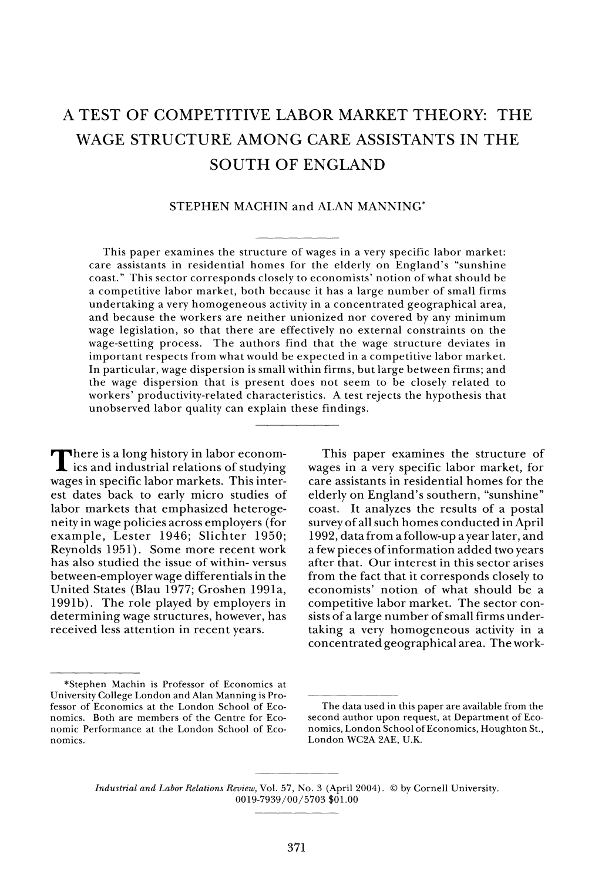# A TEST OF COMPETITIVE LABOR MARKET THEORY: THE WAGE STRUCTURE AMONG CARE ASSISTANTS IN THE SOUTH OF ENGLAND

STEPHEN MACHIN and ALAN MANNING*

This paper examines the structure of wages in a very specific labor market: care assistants in residential homes for the elderly on England's "sunshine coast." This sector corresponds closely to economists' notion of what should be a competitive labor market, both because it has a large number of small firms undertaking a very homogeneous activity in a concentrated geographical area, and because the workers are neither unionized nor covered by any minimum wage legislation, so that there are effectively no external constraints on the wage-setting process. The authors find that the wage structure deviates in important respects from what would be expected in a competitive labor market. In particular, wage dispersion is small within firms, but large between firms; and the wage dispersion that is present does not seem to be closely related to workers' productivity-related characteristics. A test rejects the hypothesis that unobserved labor quality can explain these findings.

There is a long history in labor economics and industrial relations of studying wages in specific labor markets. This interest dates back to early micro studies of labor markets that emphasized heterogeneity in wage policies across employers (for example, Lester 1946; Slichter 1950; Reynolds 1951). Some more recent work has also studied the issue of within- versus between-employer wage differentials in the United States (Blau 1977; Groshen 1991a, 1991b). The role played by employers in determining wage structures, however, has received less attention in recent years.

This paper examines the structure of wages in a very specific labor market, for care assistants in residential homes for the elderly on England's southern, "sunshine" coast. It analyzes the results of a postal survey of all such homes conducted in April 1992, data from a follow-up a year later, and a few pieces of information added two years after that. Our interest in this sector arises from the fact that it corresponds closely to economists' notion of what should be a competitive labor market. The sector consists of a large number of small firms undertaking a very homogeneous activity in a concentrated geographical area. The work-

*Stephen Machin is Professor of Economics at University College London and Alan Manning is Professor of Economics at the London School of Economics. Both are members of the Centre for Economic Performance at the London School of Economics.

The data used in this paper are available from the second author upon request, at Department of Economics, London School of Economics, Houghton St., London WC2A 2AE, U.K.

*Industrial and Labor Relations Review*, Vol. 57, No. 3 (April 2004). © by Cornell University. 0019-7939/00/5703 $01.00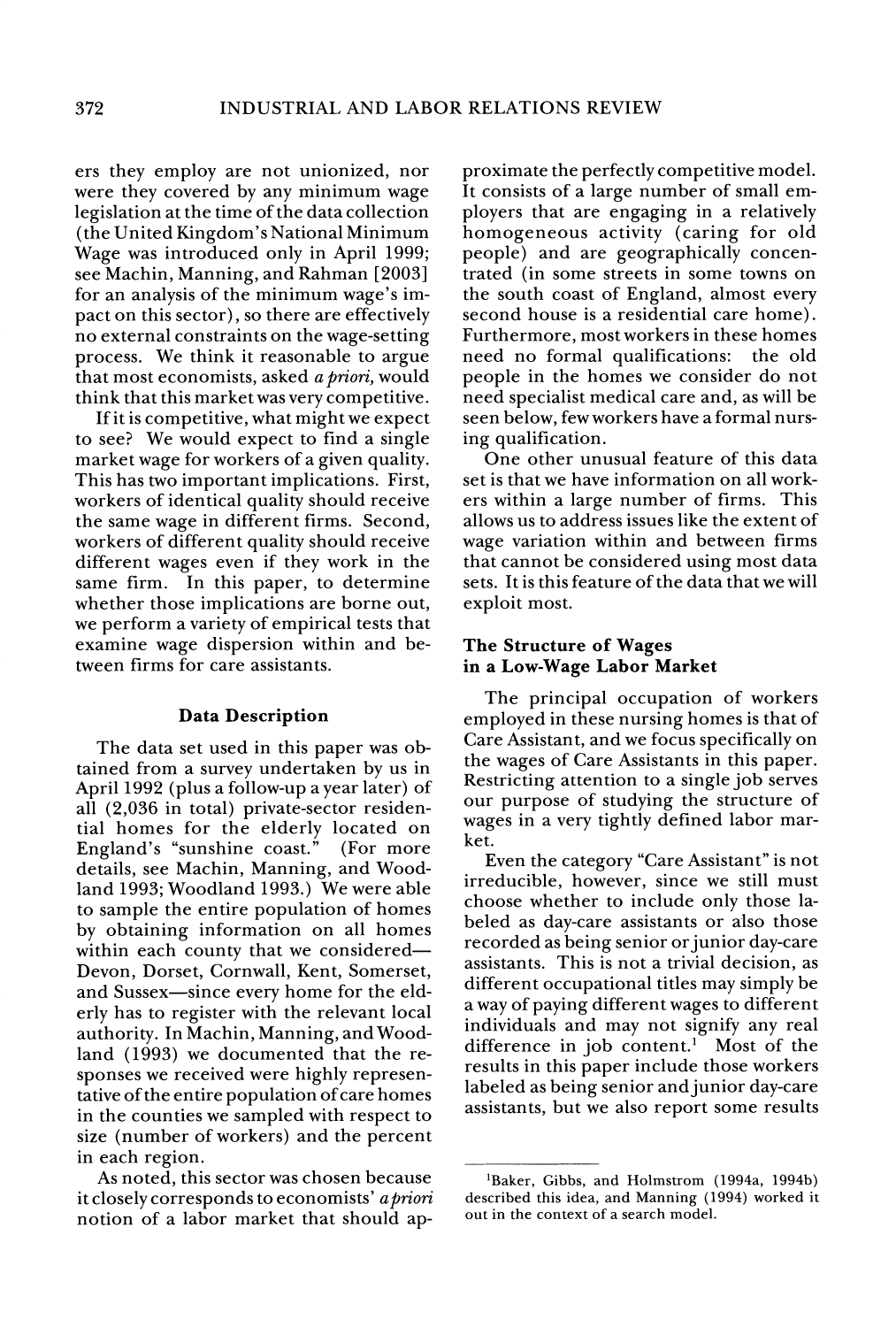ers they employ are not unionized, nor were they covered by any minimum wage legislation at the time of the data collection (the United Kingdom's National Minimum Wage was introduced only in April 1999; see Machin, Manning, and Rahman [2003] for an analysis of the minimum wage's impact on this sector), so there are effectively no external constraints on the wage-setting process. We think it reasonable to argue that most economists, asked *a priori*, would think that this market was very competitive.

If it is competitive, what might we expect to see? We would expect to find a single market wage for workers of a given quality. This has two important implications. First, workers of identical quality should receive the same wage in different firms. Second, workers of different quality should receive different wages even if they work in the same firm. In this paper, to determine whether those implications are borne out, we perform a variety of empirical tests that examine wage dispersion within and between firms for care assistants.

## Data Description

The data set used in this paper was obtained from a survey undertaken by us in April 1992 (plus a follow-up a year later) of all (2,036 in total) private-sector residential homes for the elderly located on England's "sunshine coast." (For more details, see Machin, Manning, and Woodland 1993; Woodland 1993.) We were able to sample the entire population of homes by obtaining information on all homes within each county that we considered—Devon, Dorset, Cornwall, Kent, Somerset, and Sussex—since every home for the elderly has to register with the relevant local authority. In Machin, Manning, and Woodland (1993) we documented that the responses we received were highly representative of the entire population of care homes in the counties we sampled with respect to size (number of workers) and the percent in each region.

As noted, this sector was chosen because it closely corresponds to economists' *a priori* notion of a labor market that should approximate the perfectly competitive model. It consists of a large number of small employers that are engaging in a relatively homogeneous activity (caring for old people) and are geographically concentrated (in some streets in some towns on the south coast of England, almost every second house is a residential care home). Furthermore, most workers in these homes need no formal qualifications: the old people in the homes we consider do not need specialist medical care and, as will be seen below, few workers have a formal nursing qualification.

One other unusual feature of this data set is that we have information on all workers within a large number of firms. This allows us to address issues like the extent of wage variation within and between firms that cannot be considered using most data sets. It is this feature of the data that we will exploit most.

## The Structure of Wages in a Low-Wage Labor Market

The principal occupation of workers employed in these nursing homes is that of Care Assistant, and we focus specifically on the wages of Care Assistants in this paper. Restricting attention to a single job serves our purpose of studying the structure of wages in a very tightly defined labor market.

Even the category "Care Assistant" is not irreducible, however, since we still must choose whether to include only those labeled as day-care assistants or also those recorded as being senior or junior day-care assistants. This is not a trivial decision, as different occupational titles may simply be a way of paying different wages to different individuals and may not signify any real difference in job content.[1] Most of the results in this paper include those workers labeled as being senior and junior day-care assistants, but we also report some results

---

[1]Baker, Gibbs, and Holmstrom (1994a, 1994b) described this idea, and Manning (1994) worked it out in the context of a search model.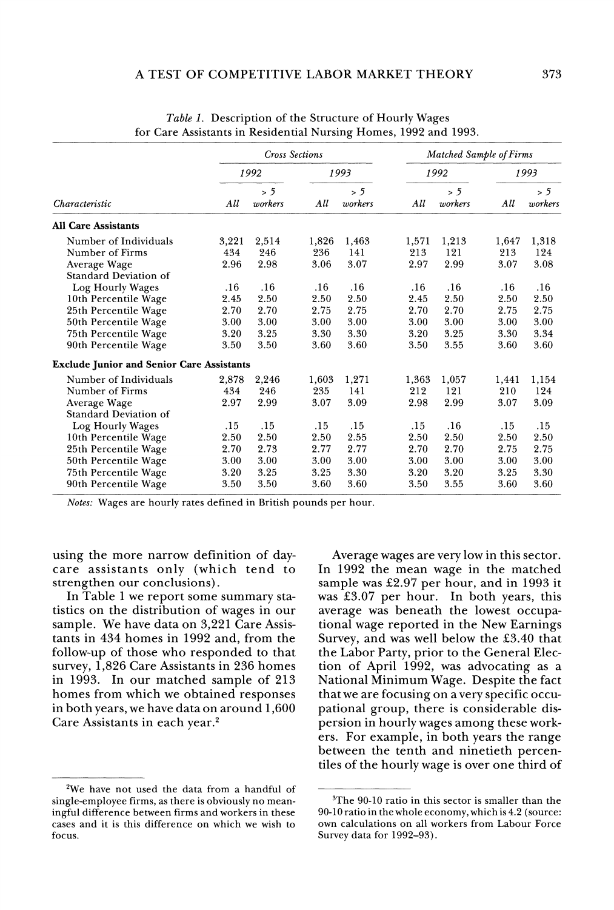Table 1. Description of the Structure of Hourly Wages for Care Assistants in Residential Nursing Homes, 1992 and 1993.

| | Cross Sections | | | | Matched Sample of Firms | | | |
|---|---|---|---|---|---|---|---|---|
| | 1992 | | 1993 | | 1992 | | 1993 | |
| Characteristic | All | > 5 workers | All | > 5 workers | All | > 5 workers | All | > 5 workers |
| **All Care Assistants** | | | | | | | | |
| Number of Individuals | 3,221 | 2,514 | 1,826 | 1,463 | 1,571 | 1,213 | 1,647 | 1,318 |
| Number of Firms | 434 | 246 | 236 | 141 | 213 | 121 | 213 | 124 |
| Average Wage | 2.96 | 2.98 | 3.06 | 3.07 | 2.97 | 2.99 | 3.07 | 3.08 |
| Standard Deviation of Log Hourly Wages | .16 | .16 | .16 | .16 | .16 | .16 | .16 | .16 |
| 10th Percentile Wage | 2.45 | 2.50 | 2.50 | 2.50 | 2.45 | 2.50 | 2.50 | 2.50 |
| 25th Percentile Wage | 2.70 | 2.70 | 2.75 | 2.75 | 2.70 | 2.70 | 2.75 | 2.75 |
| 50th Percentile Wage | 3.00 | 3.00 | 3.00 | 3.00 | 3.00 | 3.00 | 3.00 | 3.00 |
| 75th Percentile Wage | 3.20 | 3.25 | 3.30 | 3.30 | 3.20 | 3.25 | 3.30 | 3.34 |
| 90th Percentile Wage | 3.50 | 3.50 | 3.60 | 3.60 | 3.50 | 3.55 | 3.60 | 3.60 |
| **Exclude Junior and Senior Care Assistants** | | | | | | | | |
| Number of Individuals | 2,878 | 2,246 | 1,603 | 1,271 | 1,363 | 1,057 | 1,441 | 1,154 |
| Number of Firms | 434 | 246 | 235 | 141 | 212 | 121 | 210 | 124 |
| Average Wage | 2.97 | 2.99 | 3.07 | 3.09 | 2.98 | 2.99 | 3.07 | 3.09 |
| Standard Deviation of Log Hourly Wages | .15 | .15 | .15 | .15 | .15 | .16 | .15 | .15 |
| 10th Percentile Wage | 2.50 | 2.50 | 2.50 | 2.55 | 2.50 | 2.50 | 2.50 | 2.50 |
| 25th Percentile Wage | 2.70 | 2.73 | 2.77 | 2.77 | 2.70 | 2.70 | 2.75 | 2.75 |
| 50th Percentile Wage | 3.00 | 3.00 | 3.00 | 3.00 | 3.00 | 3.00 | 3.00 | 3.00 |
| 75th Percentile Wage | 3.20 | 3.25 | 3.25 | 3.30 | 3.20 | 3.20 | 3.25 | 3.30 |
| 90th Percentile Wage | 3.50 | 3.50 | 3.60 | 3.60 | 3.50 | 3.55 | 3.60 | 3.60 |

Notes: Wages are hourly rates defined in British pounds per hour.

using the more narrow definition of day-care assistants only (which tend to strengthen our conclusions).

In Table 1 we report some summary statistics on the distribution of wages in our sample. We have data on 3,221 Care Assistants in 434 homes in 1992 and, from the follow-up of those who responded to that survey, 1,826 Care Assistants in 236 homes in 1993. In our matched sample of 213 homes from which we obtained responses in both years, we have data on around 1,600 Care Assistants in each year.[2]

Average wages are very low in this sector. In 1992 the mean wage in the matched sample was £2.97 per hour, and in 1993 it was £3.07 per hour. In both years, this average was beneath the lowest occupational wage reported in the New Earnings Survey, and was well below the £3.40 that the Labor Party, prior to the General Election of April 1992, was advocating as a National Minimum Wage. Despite the fact that we are focusing on a very specific occupational group, there is considerable dispersion in hourly wages among these workers. For example, in both years the range between the tenth and ninetieth percentiles of the hourly wage is over one third of

[2]We have not used the data from a handful of single-employee firms, as there is obviously no meaningful difference between firms and workers in these cases and it is this difference on which we wish to focus.

[3]The 90-10 ratio in this sector is smaller than the 90-10 ratio in the whole economy, which is 4.2 (source: own calculations on all workers from Labour Force Survey data for 1992–93).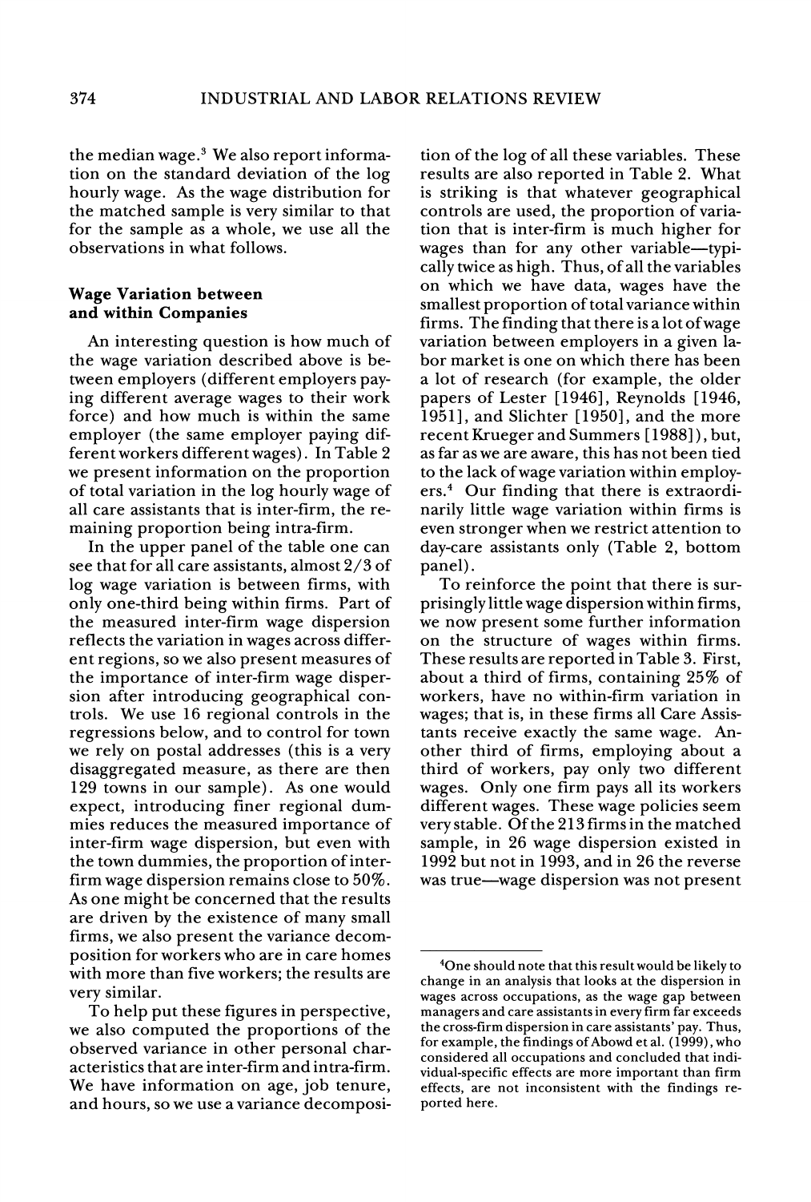the median wage.[3] We also report information on the standard deviation of the log hourly wage. As the wage distribution for the matched sample is very similar to that for the sample as a whole, we use all the observations in what follows.

### Wage Variation between and within Companies

An interesting question is how much of the wage variation described above is between employers (different employers paying different average wages to their work force) and how much is within the same employer (the same employer paying different workers different wages). In Table 2 we present information on the proportion of total variation in the log hourly wage of all care assistants that is inter-firm, the remaining proportion being intra-firm.

In the upper panel of the table one can see that for all care assistants, almost 2/3 of log wage variation is between firms, with only one-third being within firms. Part of the measured inter-firm wage dispersion reflects the variation in wages across different regions, so we also present measures of the importance of inter-firm wage dispersion after introducing geographical controls. We use 16 regional controls in the regressions below, and to control for town we rely on postal addresses (this is a very disaggregated measure, as there are then 129 towns in our sample). As one would expect, introducing finer regional dummies reduces the measured importance of inter-firm wage dispersion, but even with the town dummies, the proportion of inter-firm wage dispersion remains close to 50%. As one might be concerned that the results are driven by the existence of many small firms, we also present the variance decomposition for workers who are in care homes with more than five workers; the results are very similar.

To help put these figures in perspective, we also computed the proportions of the observed variance in other personal characteristics that are inter-firm and intra-firm. We have information on age, job tenure, and hours, so we use a variance decomposition of the log of all these variables. These results are also reported in Table 2. What is striking is that whatever geographical controls are used, the proportion of variation that is inter-firm is much higher for wages than for any other variable—typically twice as high. Thus, of all the variables on which we have data, wages have the smallest proportion of total variance within firms. The finding that there is a lot of wage variation between employers in a given labor market is one on which there has been a lot of research (for example, the older papers of Lester [1946], Reynolds [1946, 1951], and Slichter [1950], and the more recent Krueger and Summers [1988]), but, as far as we are aware, this has not been tied to the lack of wage variation within employers.[4] Our finding that there is extraordinarily little wage variation within firms is even stronger when we restrict attention to day-care assistants only (Table 2, bottom panel).

To reinforce the point that there is surprisingly little wage dispersion within firms, we now present some further information on the structure of wages within firms. These results are reported in Table 3. First, about a third of firms, containing 25% of workers, have no within-firm variation in wages; that is, in these firms all Care Assistants receive exactly the same wage. Another third of firms, employing about a third of workers, pay only two different wages. Only one firm pays all its workers different wages. These wage policies seem very stable. Of the 213 firms in the matched sample, in 26 wage dispersion existed in 1992 but not in 1993, and in 26 the reverse was true—wage dispersion was not present

---

[4]One should note that this result would be likely to change in an analysis that looks at the dispersion in wages across occupations, as the wage gap between managers and care assistants in every firm far exceeds the cross-firm dispersion in care assistants' pay. Thus, for example, the findings of Abowd et al. (1999), who considered all occupations and concluded that individual-specific effects are more important than firm effects, are not inconsistent with the findings reported here.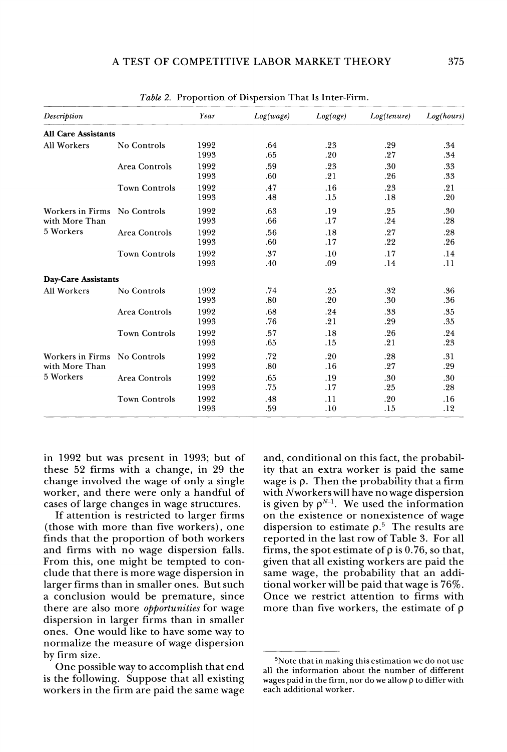Table 2. Proportion of Dispersion That Is Inter-Firm.

| Description | | Year | Log(wage) | Log(age) | Log(tenure) | Log(hours) |
|---|---|---|---|---|---|---|
| **All Care Assistants** | | | | | | |
| All Workers | No Controls | 1992 | .64 | .23 | .29 | .34 |
| | | 1993 | .65 | .20 | .27 | .34 |
| | Area Controls | 1992 | .59 | .23 | .30 | .33 |
| | | 1993 | .60 | .21 | .26 | .33 |
| | Town Controls | 1992 | .47 | .16 | .23 | .21 |
| | | 1993 | .48 | .15 | .18 | .20 |
| Workers in Firms with More Than 5 Workers | No Controls | 1992 | .63 | .19 | .25 | .30 |
| | | 1993 | .66 | .17 | .24 | .28 |
| | Area Controls | 1992 | .56 | .18 | .27 | .28 |
| | | 1993 | .60 | .17 | .22 | .26 |
| | Town Controls | 1992 | .37 | .10 | .17 | .14 |
| | | 1993 | .40 | .09 | .14 | .11 |
| **Day-Care Assistants** | | | | | | |
| All Workers | No Controls | 1992 | .74 | .25 | .32 | .36 |
| | | 1993 | .80 | .20 | .30 | .36 |
| | Area Controls | 1992 | .68 | .24 | .33 | .35 |
| | | 1993 | .76 | .21 | .29 | .35 |
| | Town Controls | 1992 | .57 | .18 | .26 | .24 |
| | | 1993 | .65 | .15 | .21 | .23 |
| Workers in Firms with More Than 5 Workers | No Controls | 1992 | .72 | .20 | .28 | .31 |
| | | 1993 | .80 | .16 | .27 | .29 |
| | Area Controls | 1992 | .65 | .19 | .30 | .30 |
| | | 1993 | .75 | .17 | .25 | .28 |
| | Town Controls | 1992 | .48 | .11 | .20 | .16 |
| | | 1993 | .59 | .10 | .15 | .12 |

in 1992 but was present in 1993; but of these 52 firms with a change, in 29 the change involved the wage of only a single worker, and there were only a handful of cases of large changes in wage structures.

If attention is restricted to larger firms (those with more than five workers), one finds that the proportion of both workers and firms with no wage dispersion falls. From this, one might be tempted to conclude that there is more wage dispersion in larger firms than in smaller ones. But such a conclusion would be premature, since there are also more *opportunities* for wage dispersion in larger firms than in smaller ones. One would like to have some way to normalize the measure of wage dispersion by firm size.

One possible way to accomplish that end is the following. Suppose that all existing workers in the firm are paid the same wage and, conditional on this fact, the probability that an extra worker is paid the same wage is $\rho$. Then the probability that a firm with $N$ workers will have no wage dispersion is given by $\rho^{N-1}$. We used the information on the existence or nonexistence of wage dispersion to estimate $\rho$.[5] The results are reported in the last row of Table 3. For all firms, the spot estimate of $\rho$ is 0.76, so that, given that all existing workers are paid the same wage, the probability that an additional worker will be paid that wage is 76%. Once we restrict attention to firms with more than five workers, the estimate of $\rho$

[5]Note that in making this estimation we do not use all the information about the number of different wages paid in the firm, nor do we allow $\rho$ to differ with each additional worker.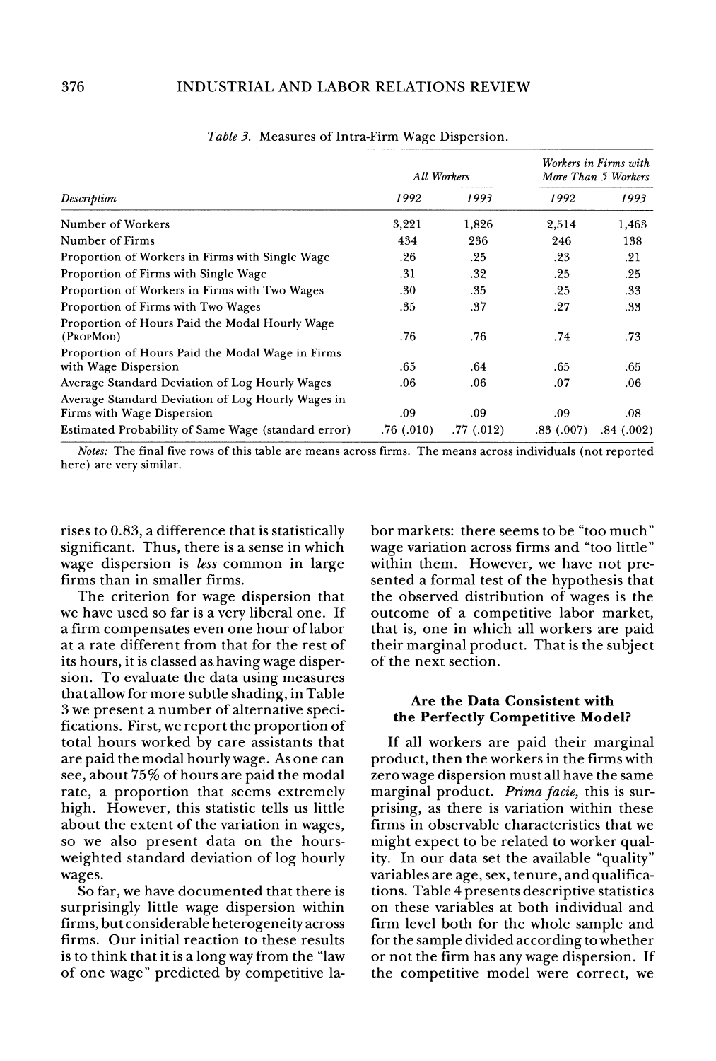Table 3. Measures of Intra-Firm Wage Dispersion.

| Description | All Workers | | Workers in Firms with More Than 5 Workers | |
|---|---|---|---|---|
| | 1992 | 1993 | 1992 | 1993 |
| Number of Workers | 3,221 | 1,826 | 2,514 | 1,463 |
| Number of Firms | 434 | 236 | 246 | 138 |
| Proportion of Workers in Firms with Single Wage | .26 | .25 | .23 | .21 |
| Proportion of Firms with Single Wage | .31 | .32 | .25 | .25 |
| Proportion of Workers in Firms with Two Wages | .30 | .35 | .25 | .33 |
| Proportion of Firms with Two Wages | .35 | .37 | .27 | .33 |
| Proportion of Hours Paid the Modal Hourly Wage (PROPMOD) | .76 | .76 | .74 | .73 |
| Proportion of Hours Paid the Modal Wage in Firms with Wage Dispersion | .65 | .64 | .65 | .65 |
| Average Standard Deviation of Log Hourly Wages | .06 | .06 | .07 | .06 |
| Average Standard Deviation of Log Hourly Wages in Firms with Wage Dispersion | .09 | .09 | .09 | .08 |
| Estimated Probability of Same Wage (standard error) | .76 (.010) | .77 (.012) | .83 (.007) | .84 (.002) |

*Notes:* The final five rows of this table are means across firms. The means across individuals (not reported here) are very similar.

rises to 0.83, a difference that is statistically significant. Thus, there is a sense in which wage dispersion is *less* common in large firms than in smaller firms.

The criterion for wage dispersion that we have used so far is a very liberal one. If a firm compensates even one hour of labor at a rate different from that for the rest of its hours, it is classed as having wage dispersion. To evaluate the data using measures that allow for more subtle shading, in Table 3 we present a number of alternative specifications. First, we report the proportion of total hours worked by care assistants that are paid the modal hourly wage. As one can see, about 75% of hours are paid the modal rate, a proportion that seems extremely high. However, this statistic tells us little about the extent of the variation in wages, so we also present data on the hours-weighted standard deviation of log hourly wages.

So far, we have documented that there is surprisingly little wage dispersion within firms, but considerable heterogeneity across firms. Our initial reaction to these results is to think that it is a long way from the "law of one wage" predicted by competitive labor markets: there seems to be "too much" wage variation across firms and "too little" within them. However, we have not presented a formal test of the hypothesis that the observed distribution of wages is the outcome of a competitive labor market, that is, one in which all workers are paid their marginal product. That is the subject of the next section.

## Are the Data Consistent with the Perfectly Competitive Model?

If all workers are paid their marginal product, then the workers in the firms with zero wage dispersion must all have the same marginal product. *Prima facie,* this is surprising, as there is variation within these firms in observable characteristics that we might expect to be related to worker quality. In our data set the available "quality" variables are age, sex, tenure, and qualifications. Table 4 presents descriptive statistics on these variables at both individual and firm level both for the whole sample and for the sample divided according to whether or not the firm has any wage dispersion. If the competitive model were correct, we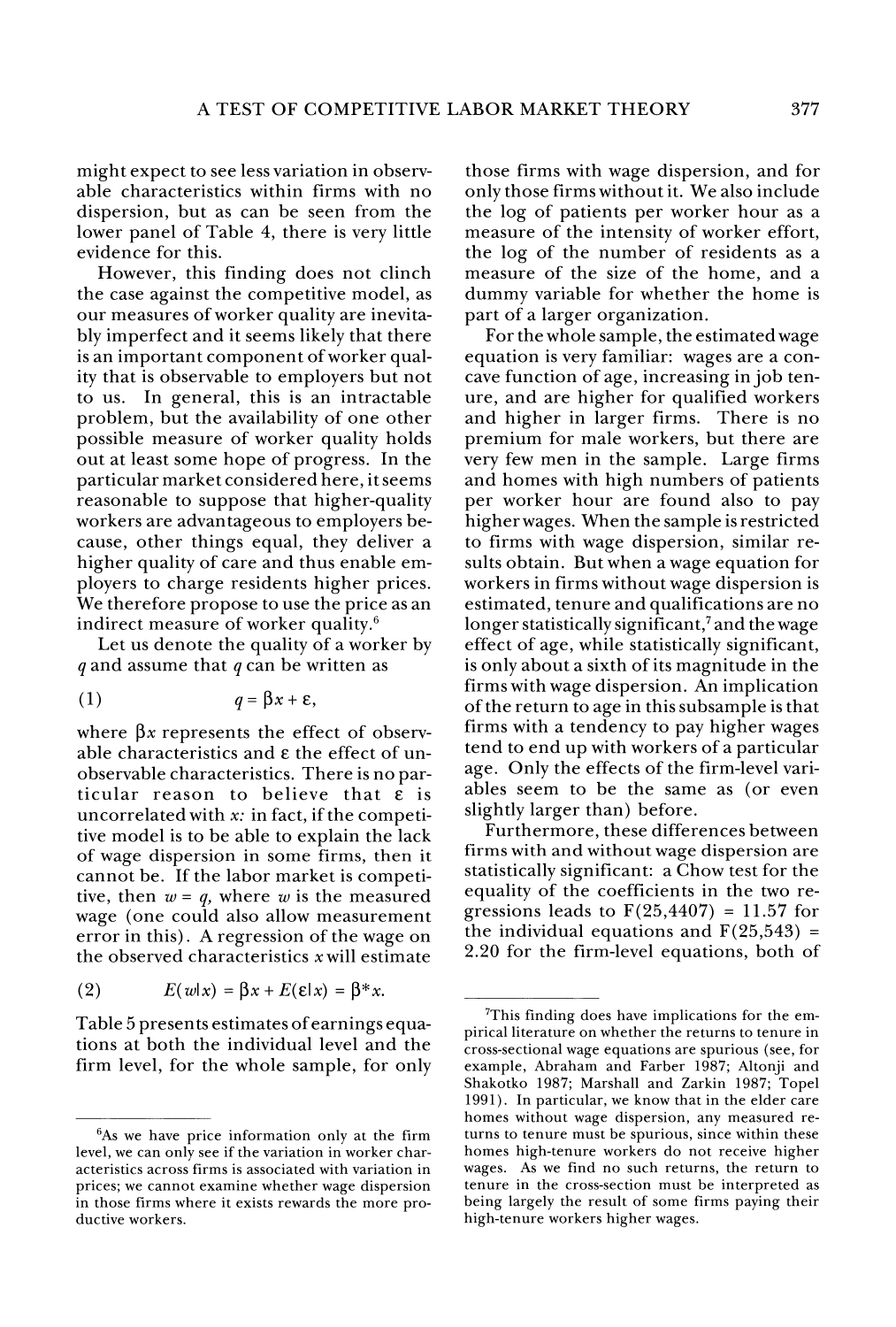might expect to see less variation in observable characteristics within firms with no dispersion, but as can be seen from the lower panel of Table 4, there is very little evidence for this.

However, this finding does not clinch the case against the competitive model, as our measures of worker quality are inevitably imperfect and it seems likely that there is an important component of worker quality that is observable to employers but not to us. In general, this is an intractable problem, but the availability of one other possible measure of worker quality holds out at least some hope of progress. In the particular market considered here, it seems reasonable to suppose that higher-quality workers are advantageous to employers because, other things equal, they deliver a higher quality of care and thus enable employers to charge residents higher prices. We therefore propose to use the price as an indirect measure of worker quality.[6]

Let us denote the quality of a worker by $q$ and assume that $q$ can be written as

$$q = \beta x + \varepsilon, \tag{1}$$

where $\beta x$ represents the effect of observable characteristics and $\varepsilon$ the effect of unobservable characteristics. There is no particular reason to believe that $\varepsilon$ is uncorrelated with $x$: in fact, if the competitive model is to be able to explain the lack of wage dispersion in some firms, then it cannot be. If the labor market is competitive, then $w = q$, where $w$ is the measured wage (one could also allow measurement error in this). A regression of the wage on the observed characteristics $x$ will estimate

$$E(w|x) = \beta x + E(\varepsilon|x) = \beta^* x. \tag{2}$$

Table 5 presents estimates of earnings equations at both the individual level and the firm level, for the whole sample, for only those firms with wage dispersion, and for only those firms without it. We also include the log of patients per worker hour as a measure of the intensity of worker effort, the log of the number of residents as a measure of the size of the home, and a dummy variable for whether the home is part of a larger organization.

For the whole sample, the estimated wage equation is very familiar: wages are a concave function of age, increasing in job tenure, and are higher for qualified workers and higher in larger firms. There is no premium for male workers, but there are very few men in the sample. Large firms and homes with high numbers of patients per worker hour are found also to pay higher wages. When the sample is restricted to firms with wage dispersion, similar results obtain. But when a wage equation for workers in firms without wage dispersion is estimated, tenure and qualifications are no longer statistically significant,[7] and the wage effect of age, while statistically significant, is only about a sixth of its magnitude in the firms with wage dispersion. An implication of the return to age in this subsample is that firms with a tendency to pay higher wages tend to end up with workers of a particular age. Only the effects of the firm-level variables seem to be the same as (or even slightly larger than) before.

Furthermore, these differences between firms with and without wage dispersion are statistically significant: a Chow test for the equality of the coefficients in the two regressions leads to $F(25,4407) = 11.57$ for the individual equations and $F(25,543) = 2.20$ for the firm-level equations, both of

---

[6] As we have price information only at the firm level, we can only see if the variation in worker characteristics across firms is associated with variation in prices; we cannot examine whether wage dispersion in those firms where it exists rewards the more productive workers.

[7] This finding does have implications for the empirical literature on whether the returns to tenure in cross-sectional wage equations are spurious (see, for example, Abraham and Farber 1987; Altonji and Shakotko 1987; Marshall and Zarkin 1987; Topel 1991). In particular, we know that in the elder care homes without wage dispersion, any measured returns to tenure must be spurious, since within these homes high-tenure workers do not receive higher wages. As we find no such returns, the return to tenure in the cross-section must be interpreted as being largely the result of some firms paying their high-tenure workers higher wages.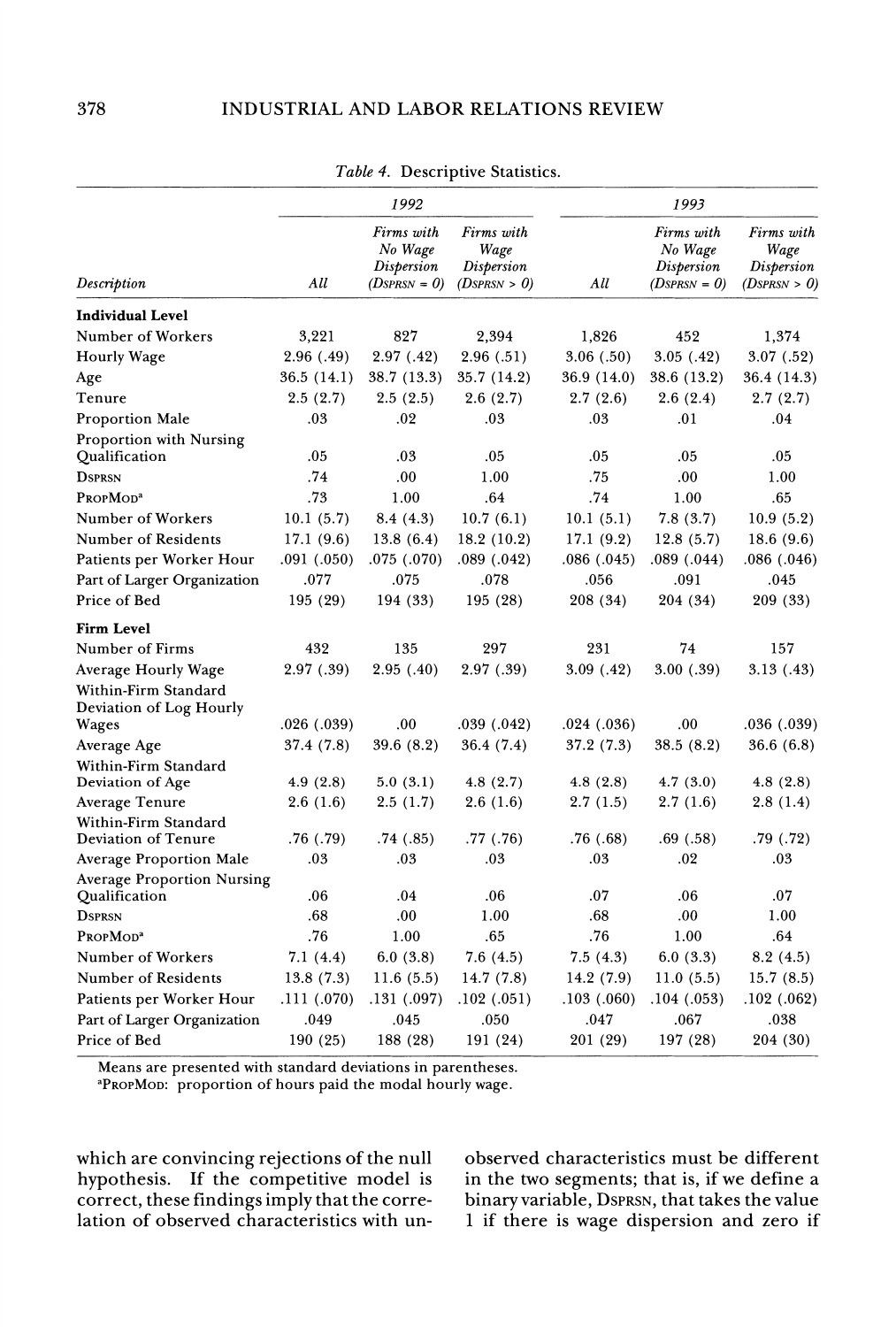Table 4. Descriptive Statistics.

| | 1992 | | | 1993 | | |
|---|---|---|---|---|---|---|
| Description | All | Firms with No Wage Dispersion (DSPRSN = 0) | Firms with Wage Dispersion (DSPRSN > 0) | All | Firms with No Wage Dispersion (DSPRSN = 0) | Firms with Wage Dispersion (DSPRSN > 0) |
| **Individual Level** | | | | | | |
| Number of Workers | 3,221 | 827 | 2,394 | 1,826 | 452 | 1,374 |
| Hourly Wage | 2.96 (.49) | 2.97 (.42) | 2.96 (.51) | 3.06 (.50) | 3.05 (.42) | 3.07 (.52) |
| Age | 36.5 (14.1) | 38.7 (13.3) | 35.7 (14.2) | 36.9 (14.0) | 38.6 (13.2) | 36.4 (14.3) |
| Tenure | 2.5 (2.7) | 2.5 (2.5) | 2.6 (2.7) | 2.7 (2.6) | 2.6 (2.4) | 2.7 (2.7) |
| Proportion Male | .03 | .02 | .03 | .03 | .01 | .04 |
| Proportion with Nursing Qualification | .05 | .03 | .05 | .05 | .05 | .05 |
| DSPRSN | .74 | .00 | 1.00 | .75 | .00 | 1.00 |
| PROPMOD[a] | .73 | 1.00 | .64 | .74 | 1.00 | .65 |
| Number of Workers | 10.1 (5.7) | 8.4 (4.3) | 10.7 (6.1) | 10.1 (5.1) | 7.8 (3.7) | 10.9 (5.2) |
| Number of Residents | 17.1 (9.6) | 13.8 (6.4) | 18.2 (10.2) | 17.1 (9.2) | 12.8 (5.7) | 18.6 (9.6) |
| Patients per Worker Hour | .091 (.050) | .075 (.070) | .089 (.042) | .086 (.045) | .089 (.044) | .086 (.046) |
| Part of Larger Organization | .077 | .075 | .078 | .056 | .091 | .045 |
| Price of Bed | 195 (29) | 194 (33) | 195 (28) | 208 (34) | 204 (34) | 209 (33) |
| **Firm Level** | | | | | | |
| Number of Firms | 432 | 135 | 297 | 231 | 74 | 157 |
| Average Hourly Wage | 2.97 (.39) | 2.95 (.40) | 2.97 (.39) | 3.09 (.42) | 3.00 (.39) | 3.13 (.43) |
| Within-Firm Standard Deviation of Log Hourly Wages | .026 (.039) | .00 | .039 (.042) | .024 (.036) | .00 | .036 (.039) |
| Average Age | 37.4 (7.8) | 39.6 (8.2) | 36.4 (7.4) | 37.2 (7.3) | 38.5 (8.2) | 36.6 (6.8) |
| Within-Firm Standard Deviation of Age | 4.9 (2.8) | 5.0 (3.1) | 4.8 (2.7) | 4.8 (2.8) | 4.7 (3.0) | 4.8 (2.8) |
| Average Tenure | 2.6 (1.6) | 2.5 (1.7) | 2.6 (1.6) | 2.7 (1.5) | 2.7 (1.6) | 2.8 (1.4) |
| Within-Firm Standard Deviation of Tenure | .76 (.79) | .74 (.85) | .77 (.76) | .76 (.68) | .69 (.58) | .79 (.72) |
| Average Proportion Male | .03 | .03 | .03 | .03 | .02 | .03 |
| Average Proportion Nursing Qualification | .06 | .04 | .06 | .07 | .06 | .07 |
| DSPRSN | .68 | .00 | 1.00 | .68 | .00 | 1.00 |
| PROPMOD[a] | .76 | 1.00 | .65 | .76 | 1.00 | .64 |
| Number of Workers | 7.1 (4.4) | 6.0 (3.8) | 7.6 (4.5) | 7.5 (4.3) | 6.0 (3.3) | 8.2 (4.5) |
| Number of Residents | 13.8 (7.3) | 11.6 (5.5) | 14.7 (7.8) | 14.2 (7.9) | 11.0 (5.5) | 15.7 (8.5) |
| Patients per Worker Hour | .111 (.070) | .131 (.097) | .102 (.051) | .103 (.060) | .104 (.053) | .102 (.062) |
| Part of Larger Organization | .049 | .045 | .050 | .047 | .067 | .038 |
| Price of Bed | 190 (25) | 188 (28) | 191 (24) | 201 (29) | 197 (28) | 204 (30) |

Means are presented with standard deviations in parentheses.
[a]PROPMOD: proportion of hours paid the modal hourly wage.

which are convincing rejections of the null hypothesis. If the competitive model is correct, these findings imply that the correlation of observed characteristics with unobserved characteristics must be different in the two segments; that is, if we define a binary variable, DSPRSN, that takes the value 1 if there is wage dispersion and zero if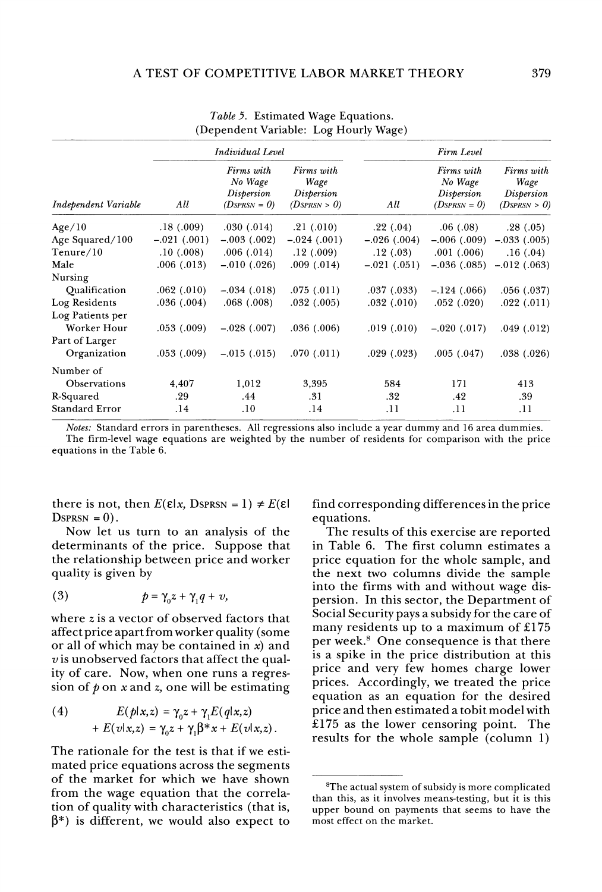Table 5. Estimated Wage Equations.
(Dependent Variable: Log Hourly Wage)

| | Individual Level | | | Firm Level | | |
|---|---|---|---|---|---|---|
| Independent Variable | All | Firms with No Wage Dispersion (DSPRSN = 0) | Firms with Wage Dispersion (DSPRSN > 0) | All | Firms with No Wage Dispersion (DSPRSN = 0) | Firms with Wage Dispersion (DSPRSN > 0) |
| Age/10 | .18 (.009) | .030 (.014) | .21 (.010) | .22 (.04) | .06 (.08) | .28 (.05) |
| Age Squared/100 | −.021 (.001) | −.003 (.002) | −.024 (.001) | −.026 (.004) | −.006 (.009) | −.033 (.005) |
| Tenure/10 | .10 (.008) | .006 (.014) | .12 (.009) | .12 (.03) | .001 (.006) | .16 (.04) |
| Male | .006 (.013) | −.010 (.026) | .009 (.014) | −.021 (.051) | −.036 (.085) | −.012 (.063) |
| Nursing Qualification | .062 (.010) | −.034 (.018) | .075 (.011) | .037 (.033) | −.124 (.066) | .056 (.037) |
| Log Residents | .036 (.004) | .068 (.008) | .032 (.005) | .032 (.010) | .052 (.020) | .022 (.011) |
| Log Patients per Worker Hour | .053 (.009) | −.028 (.007) | .036 (.006) | .019 (.010) | −.020 (.017) | .049 (.012) |
| Part of Larger Organization | .053 (.009) | −.015 (.015) | .070 (.011) | .029 (.023) | .005 (.047) | .038 (.026) |
| Number of Observations | 4,407 | 1,012 | 3,395 | 584 | 171 | 413 |
| R-Squared | .29 | .44 | .31 | .32 | .42 | .39 |
| Standard Error | .14 | .10 | .14 | .11 | .11 | .11 |

*Notes:* Standard errors in parentheses. All regressions also include a year dummy and 16 area dummies. The firm-level wage equations are weighted by the number of residents for comparison with the price equations in the Table 6.

there is not, then $E(\varepsilon|x, \text{DSPRSN} = 1) \neq E(\varepsilon|\text{DSPRSN} = 0)$.

Now let us turn to an analysis of the determinants of the price. Suppose that the relationship between price and worker quality is given by

$$(3) \qquad p = \gamma_0 z + \gamma_1 q + v,$$

where $z$ is a vector of observed factors that affect price apart from worker quality (some or all of which may be contained in $x$) and $v$ is unobserved factors that affect the quality of care. Now, when one runs a regression of $p$ on $x$ and $z$, one will be estimating

$$(4) \qquad E(p|x,z) = \gamma_0 z + \gamma_1 E(q|x,z) + E(v|x,z) = \gamma_0 z + \gamma_1 \beta^* x + E(v|x,z).$$

The rationale for the test is that if we estimated price equations across the segments of the market for which we have shown from the wage equation that the correlation of quality with characteristics (that is, $\beta^*$) is different, we would also expect to find corresponding differences in the price equations.

The results of this exercise are reported in Table 6. The first column estimates a price equation for the whole sample, and the next two columns divide the sample into the firms with and without wage dispersion. In this sector, the Department of Social Security pays a subsidy for the care of many residents up to a maximum of £175 per week.[8] One consequence is that there is a spike in the price distribution at this price and very few homes charge lower prices. Accordingly, we treated the price equation as an equation for the desired price and then estimated a tobit model with £175 as the lower censoring point. The results for the whole sample (column 1)

[8]The actual system of subsidy is more complicated than this, as it involves means-testing, but it is this upper bound on payments that seems to have the most effect on the market.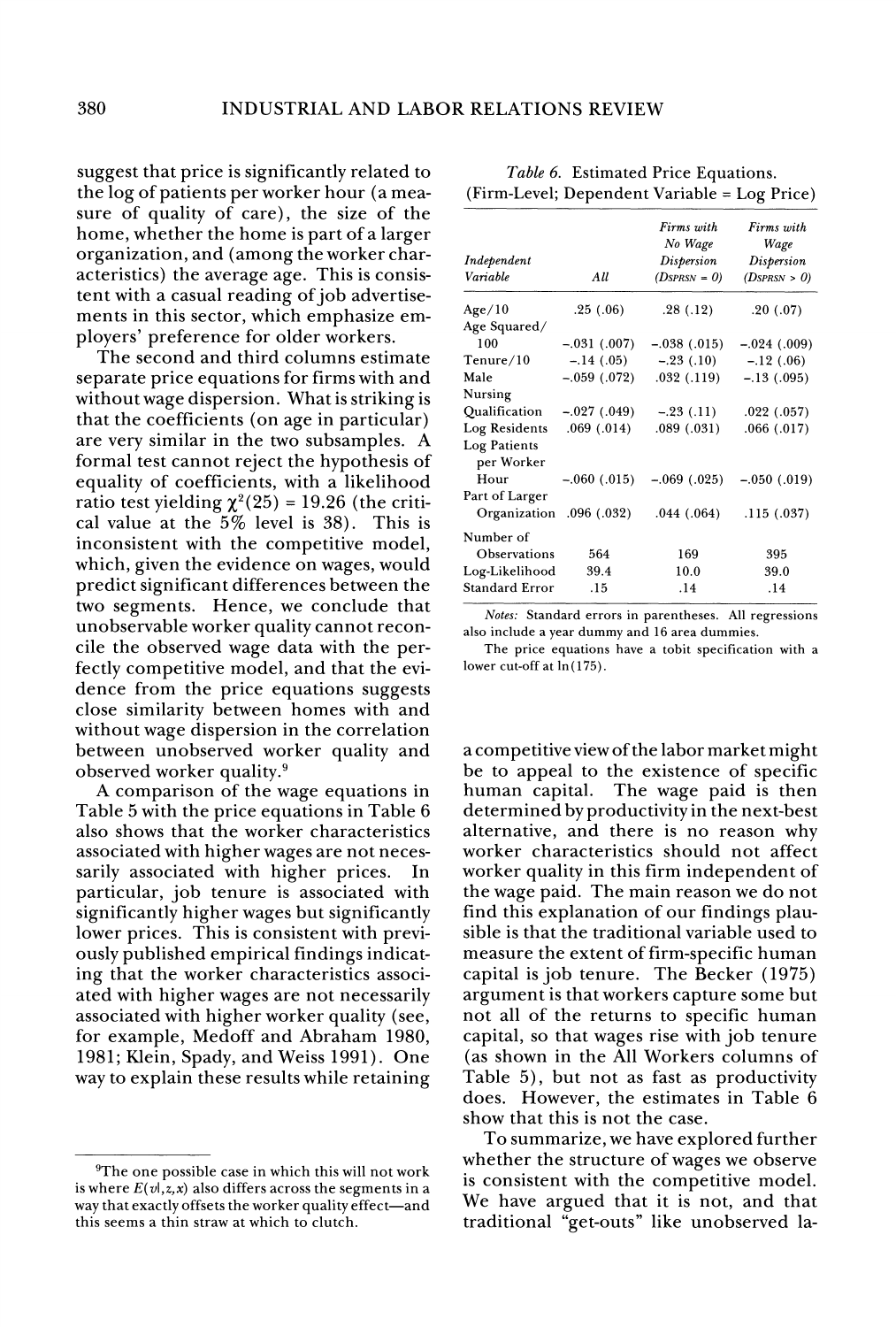suggest that price is significantly related to the log of patients per worker hour (a measure of quality of care), the size of the home, whether the home is part of a larger organization, and (among the worker characteristics) the average age. This is consistent with a casual reading of job advertisements in this sector, which emphasize employers' preference for older workers.

The second and third columns estimate separate price equations for firms with and without wage dispersion. What is striking is that the coefficients (on age in particular) are very similar in the two subsamples. A formal test cannot reject the hypothesis of equality of coefficients, with a likelihood ratio test yielding $\chi^2(25) = 19.26$ (the critical value at the 5% level is 38). This is inconsistent with the competitive model, which, given the evidence on wages, would predict significant differences between the two segments. Hence, we conclude that unobservable worker quality cannot reconcile the observed wage data with the perfectly competitive model, and that the evidence from the price equations suggests close similarity between homes with and without wage dispersion in the correlation between unobserved worker quality and observed worker quality.[9]

Table 6. Estimated Price Equations. (Firm-Level; Dependent Variable = Log Price)

| Independent Variable | All | Firms with No Wage Dispersion (DSPRSN = 0) | Firms with Wage Dispersion (DSPRSN > 0) |
|---|---|---|---|
| Age/10 | .25 (.06) | .28 (.12) | .20 (.07) |
| Age Squared/100 | –.031 (.007) | –.038 (.015) | –.024 (.009) |
| Tenure/10 | –.14 (.05) | –.23 (.10) | –.12 (.06) |
| Male | –.059 (.072) | .032 (.119) | –.13 (.095) |
| Nursing Qualification | –.027 (.049) | –.23 (.11) | .022 (.057) |
| Log Residents | .069 (.014) | .089 (.031) | .066 (.017) |
| Log Patients per Worker Hour | –.060 (.015) | –.069 (.025) | –.050 (.019) |
| Part of Larger Organization | .096 (.032) | .044 (.064) | .115 (.037) |
| Number of Observations | 564 | 169 | 395 |
| Log-Likelihood | 39.4 | 10.0 | 39.0 |
| Standard Error | .15 | .14 | .14 |

*Notes:* Standard errors in parentheses. All regressions also include a year dummy and 16 area dummies.

The price equations have a tobit specification with a lower cut-off at ln(175).

A comparison of the wage equations in Table 5 with the price equations in Table 6 also shows that the worker characteristics associated with higher wages are not necessarily associated with higher prices. In particular, job tenure is associated with significantly higher wages but significantly lower prices. This is consistent with previously published empirical findings indicating that the worker characteristics associated with higher wages are not necessarily associated with higher worker quality (see, for example, Medoff and Abraham 1980, 1981; Klein, Spady, and Weiss 1991). One way to explain these results while retaining a competitive view of the labor market might be to appeal to the existence of specific human capital. The wage paid is then determined by productivity in the next-best alternative, and there is no reason why worker characteristics should not affect worker quality in this firm independent of the wage paid. The main reason we do not find this explanation of our findings plausible is that the traditional variable used to measure the extent of firm-specific human capital is job tenure. The Becker (1975) argument is that workers capture some but not all of the returns to specific human capital, so that wages rise with job tenure (as shown in the All Workers columns of Table 5), but not as fast as productivity does. However, the estimates in Table 6 show that this is not the case.

To summarize, we have explored further whether the structure of wages we observe is consistent with the competitive model. We have argued that it is not, and that traditional "get-outs" like unobserved la-

[9]The one possible case in which this will not work is where $E(v|,z,x)$ also differs across the segments in a way that exactly offsets the worker quality effect—and this seems a thin straw at which to clutch.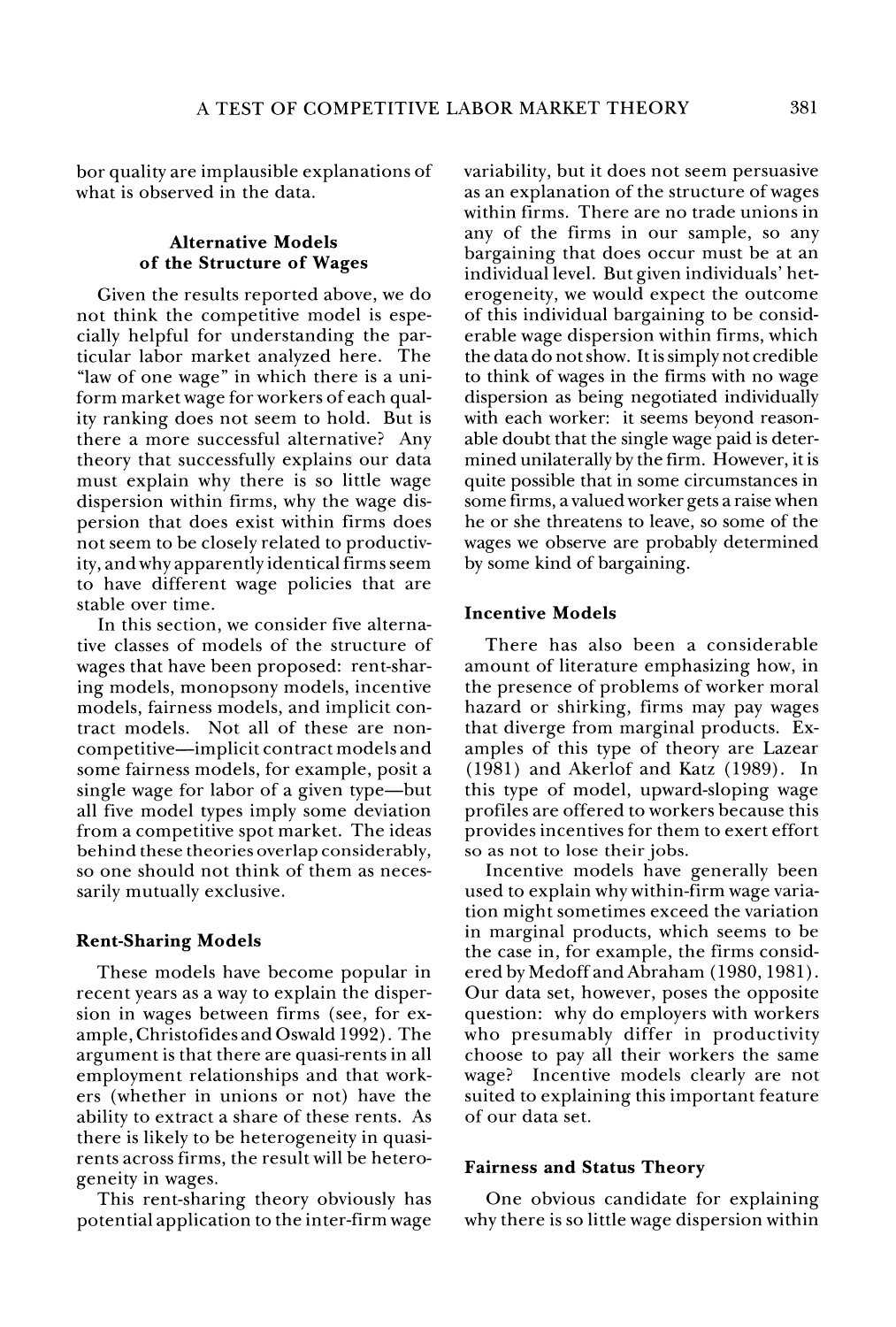bor quality are implausible explanations of what is observed in the data.

## Alternative Models of the Structure of Wages

Given the results reported above, we do not think the competitive model is especially helpful for understanding the particular labor market analyzed here. The "law of one wage" in which there is a uniform market wage for workers of each quality ranking does not seem to hold. But is there a more successful alternative? Any theory that successfully explains our data must explain why there is so little wage dispersion within firms, why the wage dispersion that does exist within firms does not seem to be closely related to productivity, and why apparently identical firms seem to have different wage policies that are stable over time.

In this section, we consider five alternative classes of models of the structure of wages that have been proposed: rent-sharing models, monopsony models, incentive models, fairness models, and implicit contract models. Not all of these are noncompetitive—implicit contract models and some fairness models, for example, posit a single wage for labor of a given type—but all five model types imply some deviation from a competitive spot market. The ideas behind these theories overlap considerably, so one should not think of them as necessarily mutually exclusive.

### Rent-Sharing Models

These models have become popular in recent years as a way to explain the dispersion in wages between firms (see, for example, Christofides and Oswald 1992). The argument is that there are quasi-rents in all employment relationships and that workers (whether in unions or not) have the ability to extract a share of these rents. As there is likely to be heterogeneity in quasi-rents across firms, the result will be heterogeneity in wages.

This rent-sharing theory obviously has potential application to the inter-firm wage variability, but it does not seem persuasive as an explanation of the structure of wages within firms. There are no trade unions in any of the firms in our sample, so any bargaining that does occur must be at an individual level. But given individuals' heterogeneity, we would expect the outcome of this individual bargaining to be considerable wage dispersion within firms, which the data do not show. It is simply not credible to think of wages in the firms with no wage dispersion as being negotiated individually with each worker: it seems beyond reasonable doubt that the single wage paid is determined unilaterally by the firm. However, it is quite possible that in some circumstances in some firms, a valued worker gets a raise when he or she threatens to leave, so some of the wages we observe are probably determined by some kind of bargaining.

### Incentive Models

There has also been a considerable amount of literature emphasizing how, in the presence of problems of worker moral hazard or shirking, firms may pay wages that diverge from marginal products. Examples of this type of theory are Lazear (1981) and Akerlof and Katz (1989). In this type of model, upward-sloping wage profiles are offered to workers because this provides incentives for them to exert effort so as not to lose their jobs.

Incentive models have generally been used to explain why within-firm wage variation might sometimes exceed the variation in marginal products, which seems to be the case in, for example, the firms considered by Medoff and Abraham (1980, 1981). Our data set, however, poses the opposite question: why do employers with workers who presumably differ in productivity choose to pay all their workers the same wage? Incentive models clearly are not suited to explaining this important feature of our data set.

### Fairness and Status Theory

One obvious candidate for explaining why there is so little wage dispersion within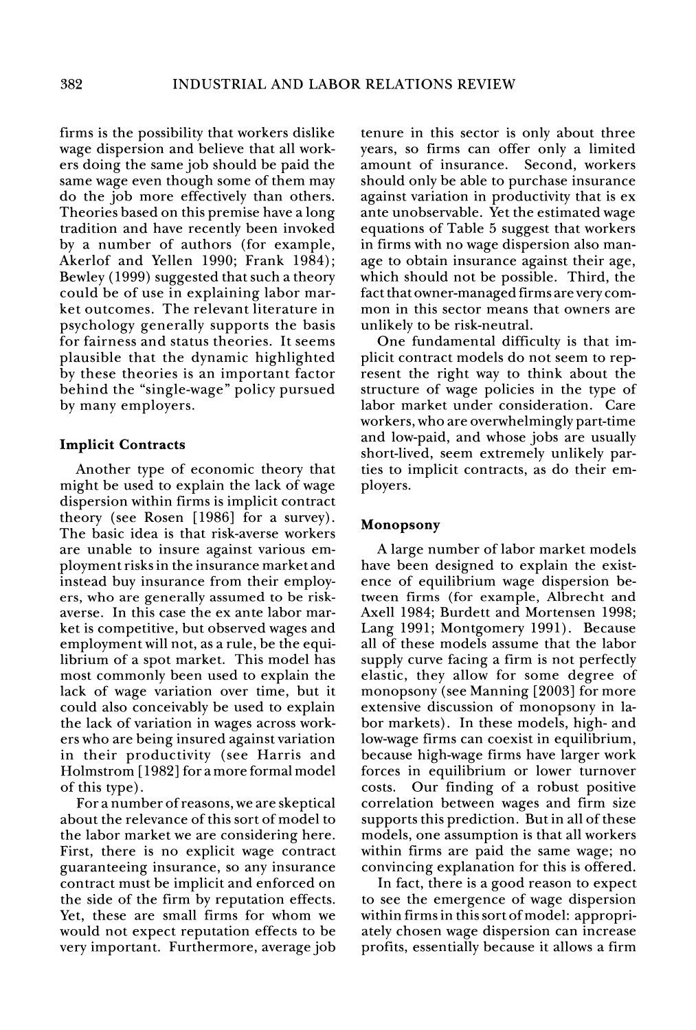firms is the possibility that workers dislike wage dispersion and believe that all workers doing the same job should be paid the same wage even though some of them may do the job more effectively than others. Theories based on this premise have a long tradition and have recently been invoked by a number of authors (for example, Akerlof and Yellen 1990; Frank 1984); Bewley (1999) suggested that such a theory could be of use in explaining labor market outcomes. The relevant literature in psychology generally supports the basis for fairness and status theories. It seems plausible that the dynamic highlighted by these theories is an important factor behind the "single-wage" policy pursued by many employers.

### Implicit Contracts

Another type of economic theory that might be used to explain the lack of wage dispersion within firms is implicit contract theory (see Rosen [1986] for a survey). The basic idea is that risk-averse workers are unable to insure against various employment risks in the insurance market and instead buy insurance from their employers, who are generally assumed to be risk-averse. In this case the ex ante labor market is competitive, but observed wages and employment will not, as a rule, be the equilibrium of a spot market. This model has most commonly been used to explain the lack of wage variation over time, but it could also conceivably be used to explain the lack of variation in wages across workers who are being insured against variation in their productivity (see Harris and Holmstrom [1982] for a more formal model of this type).

For a number of reasons, we are skeptical about the relevance of this sort of model to the labor market we are considering here. First, there is no explicit wage contract guaranteeing insurance, so any insurance contract must be implicit and enforced on the side of the firm by reputation effects. Yet, these are small firms for whom we would not expect reputation effects to be very important. Furthermore, average job tenure in this sector is only about three years, so firms can offer only a limited amount of insurance. Second, workers should only be able to purchase insurance against variation in productivity that is ex ante unobservable. Yet the estimated wage equations of Table 5 suggest that workers in firms with no wage dispersion also manage to obtain insurance against their age, which should not be possible. Third, the fact that owner-managed firms are very common in this sector means that owners are unlikely to be risk-neutral.

One fundamental difficulty is that implicit contract models do not seem to represent the right way to think about the structure of wage policies in the type of labor market under consideration. Care workers, who are overwhelmingly part-time and low-paid, and whose jobs are usually short-lived, seem extremely unlikely parties to implicit contracts, as do their employers.

### Monopsony

A large number of labor market models have been designed to explain the existence of equilibrium wage dispersion between firms (for example, Albrecht and Axell 1984; Burdett and Mortensen 1998; Lang 1991; Montgomery 1991). Because all of these models assume that the labor supply curve facing a firm is not perfectly elastic, they allow for some degree of monopsony (see Manning [2003] for more extensive discussion of monopsony in labor markets). In these models, high- and low-wage firms can coexist in equilibrium, because high-wage firms have larger work forces in equilibrium or lower turnover costs. Our finding of a robust positive correlation between wages and firm size supports this prediction. But in all of these models, one assumption is that all workers within firms are paid the same wage; no convincing explanation for this is offered.

In fact, there is a good reason to expect to see the emergence of wage dispersion within firms in this sort of model: appropriately chosen wage dispersion can increase profits, essentially because it allows a firm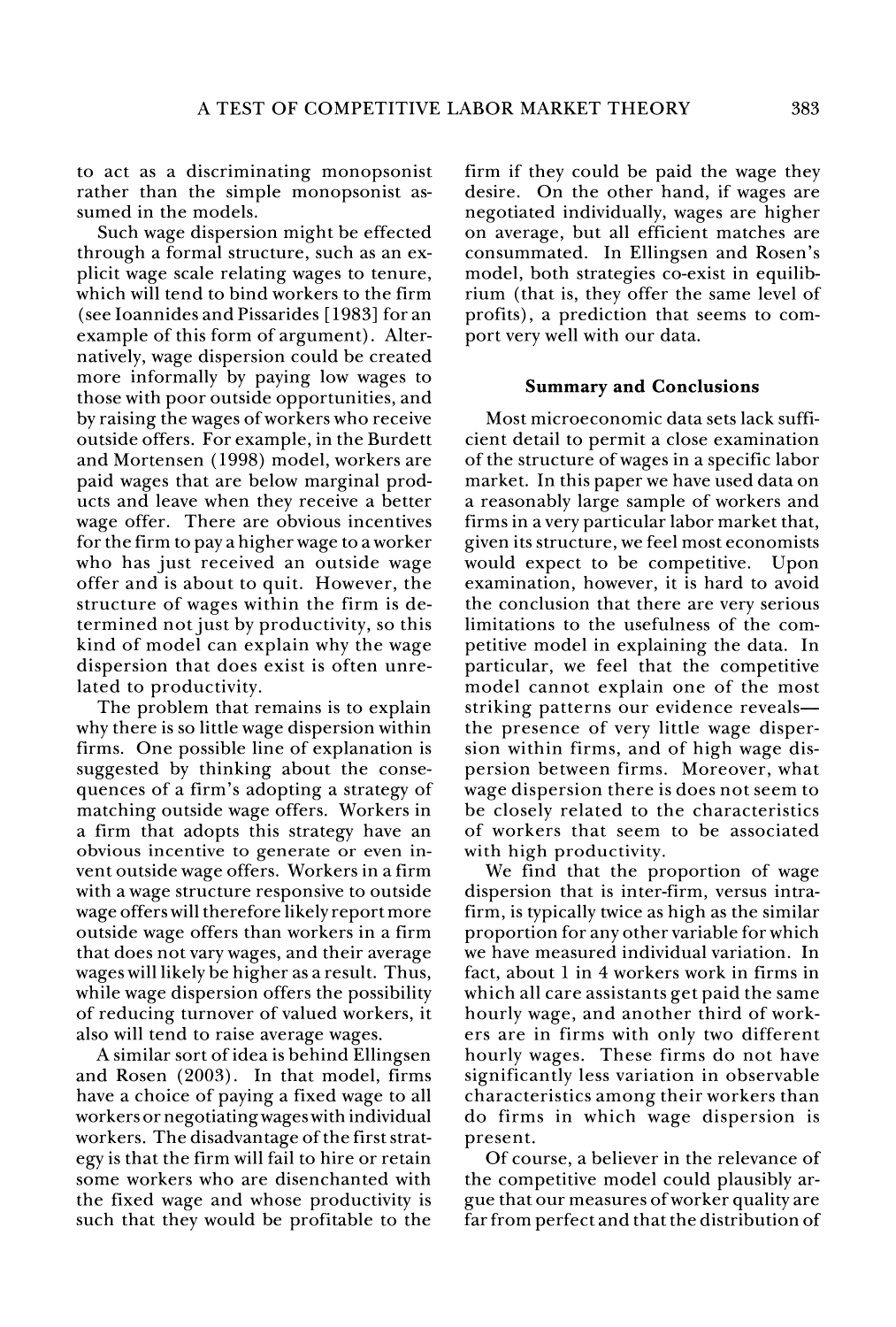to act as a discriminating monopsonist rather than the simple monopsonist assumed in the models.

Such wage dispersion might be effected through a formal structure, such as an explicit wage scale relating wages to tenure, which will tend to bind workers to the firm (see Ioannides and Pissarides [1983] for an example of this form of argument). Alternatively, wage dispersion could be created more informally by paying low wages to those with poor outside opportunities, and by raising the wages of workers who receive outside offers. For example, in the Burdett and Mortensen (1998) model, workers are paid wages that are below marginal products and leave when they receive a better wage offer. There are obvious incentives for the firm to pay a higher wage to a worker who has just received an outside wage offer and is about to quit. However, the structure of wages within the firm is determined not just by productivity, so this kind of model can explain why the wage dispersion that does exist is often unrelated to productivity.

The problem that remains is to explain why there is so little wage dispersion within firms. One possible line of explanation is suggested by thinking about the consequences of a firm's adopting a strategy of matching outside wage offers. Workers in a firm that adopts this strategy have an obvious incentive to generate or even invent outside wage offers. Workers in a firm with a wage structure responsive to outside wage offers will therefore likely report more outside wage offers than workers in a firm that does not vary wages, and their average wages will likely be higher as a result. Thus, while wage dispersion offers the possibility of reducing turnover of valued workers, it also will tend to raise average wages.

A similar sort of idea is behind Ellingsen and Rosen (2003). In that model, firms have a choice of paying a fixed wage to all workers or negotiating wages with individual workers. The disadvantage of the first strategy is that the firm will fail to hire or retain some workers who are disenchanted with the fixed wage and whose productivity is such that they would be profitable to the firm if they could be paid the wage they desire. On the other hand, if wages are negotiated individually, wages are higher on average, but all efficient matches are consummated. In Ellingsen and Rosen's model, both strategies co-exist in equilibrium (that is, they offer the same level of profits), a prediction that seems to comport very well with our data.

## Summary and Conclusions

Most microeconomic data sets lack sufficient detail to permit a close examination of the structure of wages in a specific labor market. In this paper we have used data on a reasonably large sample of workers and firms in a very particular labor market that, given its structure, we feel most economists would expect to be competitive. Upon examination, however, it is hard to avoid the conclusion that there are very serious limitations to the usefulness of the competitive model in explaining the data. In particular, we feel that the competitive model cannot explain one of the most striking patterns our evidence reveals—the presence of very little wage dispersion within firms, and of high wage dispersion between firms. Moreover, what wage dispersion there is does not seem to be closely related to the characteristics of workers that seem to be associated with high productivity.

We find that the proportion of wage dispersion that is inter-firm, versus intra-firm, is typically twice as high as the similar proportion for any other variable for which we have measured individual variation. In fact, about 1 in 4 workers work in firms in which all care assistants get paid the same hourly wage, and another third of workers are in firms with only two different hourly wages. These firms do not have significantly less variation in observable characteristics among their workers than do firms in which wage dispersion is present.

Of course, a believer in the relevance of the competitive model could plausibly argue that our measures of worker quality are far from perfect and that the distribution of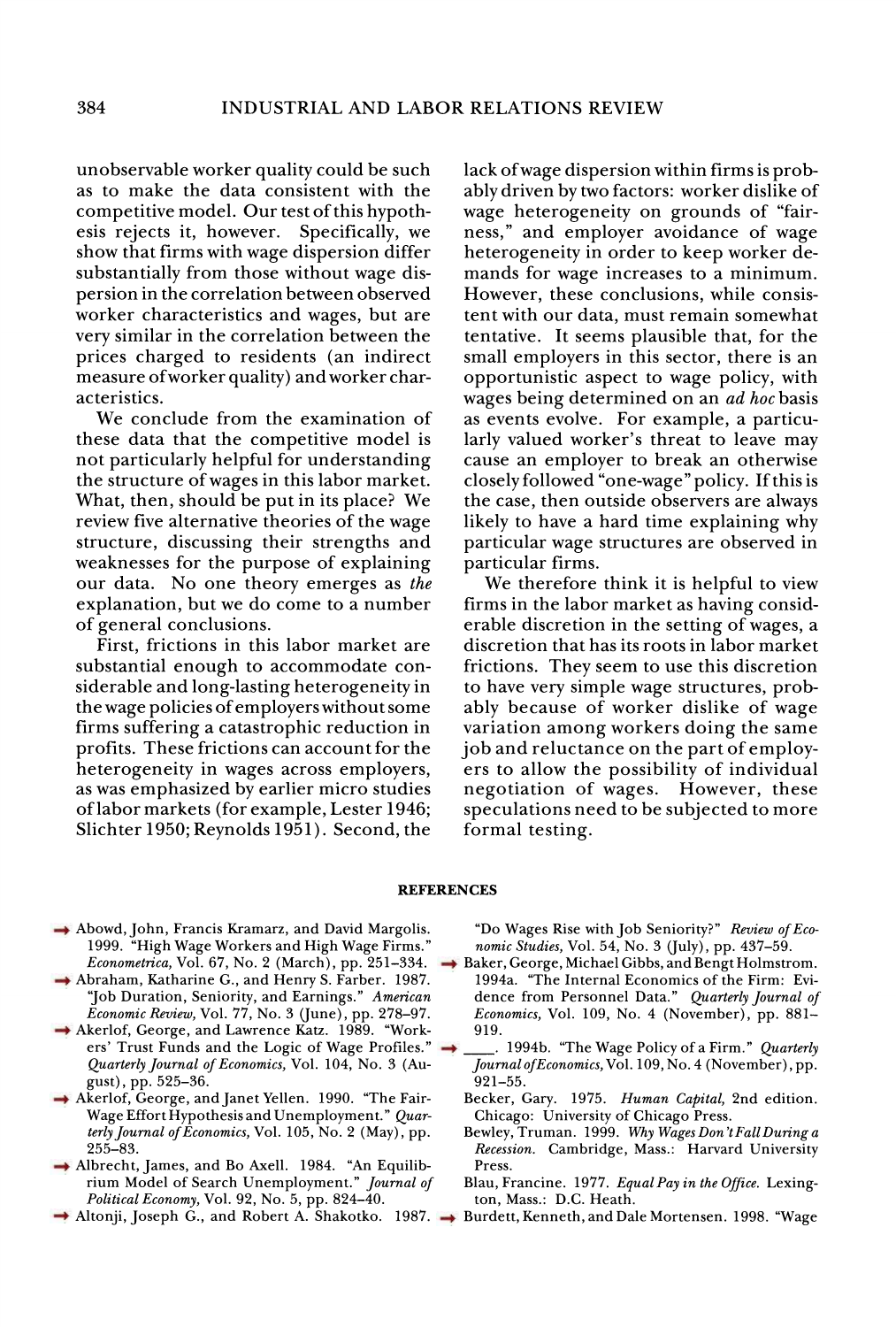unobservable worker quality could be such as to make the data consistent with the competitive model. Our test of this hypothesis rejects it, however. Specifically, we show that firms with wage dispersion differ substantially from those without wage dispersion in the correlation between observed worker characteristics and wages, but are very similar in the correlation between the prices charged to residents (an indirect measure of worker quality) and worker characteristics.

We conclude from the examination of these data that the competitive model is not particularly helpful for understanding the structure of wages in this labor market. What, then, should be put in its place? We review five alternative theories of the wage structure, discussing their strengths and weaknesses for the purpose of explaining our data. No one theory emerges as *the* explanation, but we do come to a number of general conclusions.

First, frictions in this labor market are substantial enough to accommodate considerable and long-lasting heterogeneity in the wage policies of employers without some firms suffering a catastrophic reduction in profits. These frictions can account for the heterogeneity in wages across employers, as was emphasized by earlier micro studies of labor markets (for example, Lester 1946; Slichter 1950; Reynolds 1951). Second, the lack of wage dispersion within firms is probably driven by two factors: worker dislike of wage heterogeneity on grounds of "fairness," and employer avoidance of wage heterogeneity in order to keep worker demands for wage increases to a minimum. However, these conclusions, while consistent with our data, must remain somewhat tentative. It seems plausible that, for the small employers in this sector, there is an opportunistic aspect to wage policy, with wages being determined on an *ad hoc* basis as events evolve. For example, a particularly valued worker's threat to leave may cause an employer to break an otherwise closely followed "one-wage" policy. If this is the case, then outside observers are always likely to have a hard time explaining why particular wage structures are observed in particular firms.

We therefore think it is helpful to view firms in the labor market as having considerable discretion in the setting of wages, a discretion that has its roots in labor market frictions. They seem to use this discretion to have very simple wage structures, probably because of worker dislike of wage variation among workers doing the same job and reluctance on the part of employers to allow the possibility of individual negotiation of wages. However, these speculations need to be subjected to more formal testing.

## REFERENCES

Abowd, John, Francis Kramarz, and David Margolis. 1999. "High Wage Workers and High Wage Firms." *Econometrica*, Vol. 67, No. 2 (March), pp. 251–334.

Abraham, Katharine G., and Henry S. Farber. 1987. "Job Duration, Seniority, and Earnings." *American Economic Review*, Vol. 77, No. 3 (June), pp. 278–97.

Akerlof, George, and Lawrence Katz. 1989. "Workers' Trust Funds and the Logic of Wage Profiles." *Quarterly Journal of Economics*, Vol. 104, No. 3 (August), pp. 525–36.

Akerlof, George, and Janet Yellen. 1990. "The Fair-Wage Effort Hypothesis and Unemployment." *Quarterly Journal of Economics*, Vol. 105, No. 2 (May), pp. 255–83.

Albrecht, James, and Bo Axell. 1984. "An Equilibrium Model of Search Unemployment." *Journal of Political Economy*, Vol. 92, No. 5, pp. 824–40.

Altonji, Joseph G., and Robert A. Shakotko. 1987. "Do Wages Rise with Job Seniority?" *Review of Economic Studies*, Vol. 54, No. 3 (July), pp. 437–59.

Baker, George, Michael Gibbs, and Bengt Holmstrom. 1994a. "The Internal Economics of the Firm: Evidence from Personnel Data." *Quarterly Journal of Economics*, Vol. 109, No. 4 (November), pp. 881–919.

____. 1994b. "The Wage Policy of a Firm." *Quarterly Journal of Economics*, Vol. 109, No. 4 (November), pp. 921–55.

Becker, Gary. 1975. *Human Capital*, 2nd edition. Chicago: University of Chicago Press.

Bewley, Truman. 1999. *Why Wages Don't Fall During a Recession*. Cambridge, Mass.: Harvard University Press.

Blau, Francine. 1977. *Equal Pay in the Office*. Lexington, Mass.: D.C. Heath.

Burdett, Kenneth, and Dale Mortensen. 1998. "Wage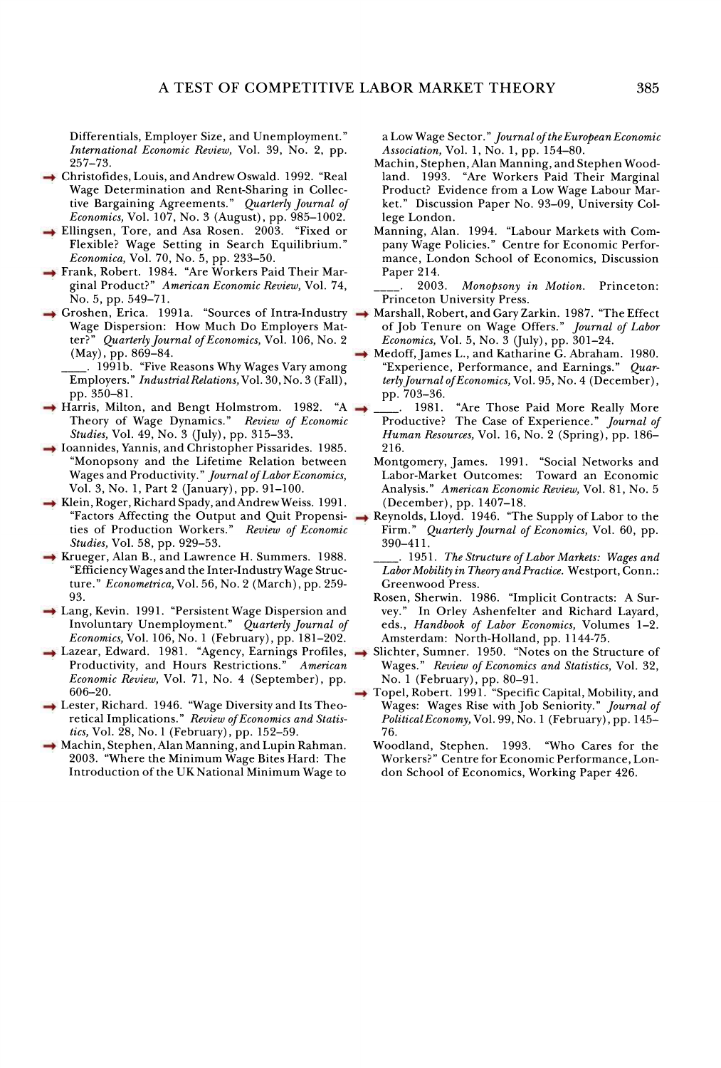Differentials, Employer Size, and Unemployment." *International Economic Review,* Vol. 39, No. 2, pp. 257–73.

Christofides, Louis, and Andrew Oswald. 1992. "Real Wage Determination and Rent-Sharing in Collective Bargaining Agreements." *Quarterly Journal of Economics,* Vol. 107, No. 3 (August), pp. 985–1002.

Ellingsen, Tore, and Asa Rosen. 2003. "Fixed or Flexible? Wage Setting in Search Equilibrium." *Economica,* Vol. 70, No. 5, pp. 233–50.

Frank, Robert. 1984. "Are Workers Paid Their Marginal Product?" *American Economic Review,* Vol. 74, No. 5, pp. 549–71.

Groshen, Erica. 1991a. "Sources of Intra-Industry Wage Dispersion: How Much Do Employers Matter?" *Quarterly Journal of Economics,* Vol. 106, No. 2 (May), pp. 869–84.

____. 1991b. "Five Reasons Why Wages Vary among Employers." *Industrial Relations,* Vol. 30, No. 3 (Fall), pp. 350–81.

Harris, Milton, and Bengt Holmstrom. 1982. "A Theory of Wage Dynamics." *Review of Economic Studies,* Vol. 49, No. 3 (July), pp. 315–33.

Ioannides, Yannis, and Christopher Pissarides. 1985. "Monopsony and the Lifetime Relation between Wages and Productivity." *Journal of Labor Economics,* Vol. 3, No. 1, Part 2 (January), pp. 91–100.

Klein, Roger, Richard Spady, and Andrew Weiss. 1991. "Factors Affecting the Output and Quit Propensities of Production Workers." *Review of Economic Studies,* Vol. 58, pp. 929–53.

Krueger, Alan B., and Lawrence H. Summers. 1988. "Efficiency Wages and the Inter-Industry Wage Structure." *Econometrica,* Vol. 56, No. 2 (March), pp. 259–93.

Lang, Kevin. 1991. "Persistent Wage Dispersion and Involuntary Unemployment." *Quarterly Journal of Economics,* Vol. 106, No. 1 (February), pp. 181–202.

Lazear, Edward. 1981. "Agency, Earnings Profiles, Productivity, and Hours Restrictions." *American Economic Review,* Vol. 71, No. 4 (September), pp. 606–20.

Lester, Richard. 1946. "Wage Diversity and Its Theoretical Implications." *Review of Economics and Statistics,* Vol. 28, No. 1 (February), pp. 152–59.

Machin, Stephen, Alan Manning, and Lupin Rahman. 2003. "Where the Minimum Wage Bites Hard: The Introduction of the UK National Minimum Wage to a Low Wage Sector." *Journal of the European Economic Association,* Vol. 1, No. 1, pp. 154–80.

Machin, Stephen, Alan Manning, and Stephen Woodland. 1993. "Are Workers Paid Their Marginal Product? Evidence from a Low Wage Labour Market." Discussion Paper No. 93–09, University College London.

Manning, Alan. 1994. "Labour Markets with Company Wage Policies." Centre for Economic Performance, London School of Economics, Discussion Paper 214.

____. 2003. *Monopsony in Motion.* Princeton: Princeton University Press.

Marshall, Robert, and Gary Zarkin. 1987. "The Effect of Job Tenure on Wage Offers." *Journal of Labor Economics,* Vol. 5, No. 3 (July), pp. 301–24.

Medoff, James L., and Katharine G. Abraham. 1980. "Experience, Performance, and Earnings." *Quarterly Journal of Economics,* Vol. 95, No. 4 (December), pp. 703–36.

____. 1981. "Are Those Paid More Really More Productive? The Case of Experience." *Journal of Human Resources,* Vol. 16, No. 2 (Spring), pp. 186–216.

Montgomery, James. 1991. "Social Networks and Labor-Market Outcomes: Toward an Economic Analysis." *American Economic Review,* Vol. 81, No. 5 (December), pp. 1407–18.

Reynolds, Lloyd. 1946. "The Supply of Labor to the Firm." *Quarterly Journal of Economics,* Vol. 60, pp. 390–411.

____. 1951. *The Structure of Labor Markets: Wages and Labor Mobility in Theory and Practice.* Westport, Conn.: Greenwood Press.

Rosen, Sherwin. 1986. "Implicit Contracts: A Survey." In Orley Ashenfelter and Richard Layard, eds., *Handbook of Labor Economics,* Volumes 1–2. Amsterdam: North-Holland, pp. 1144–75.

Slichter, Sumner. 1950. "Notes on the Structure of Wages." *Review of Economics and Statistics,* Vol. 32, No. 1 (February), pp. 80–91.

Topel, Robert. 1991. "Specific Capital, Mobility, and Wages: Wages Rise with Job Seniority." *Journal of Political Economy,* Vol. 99, No. 1 (February), pp. 145–76.

Woodland, Stephen. 1993. "Who Cares for the Workers?" Centre for Economic Performance, London School of Economics, Working Paper 426.